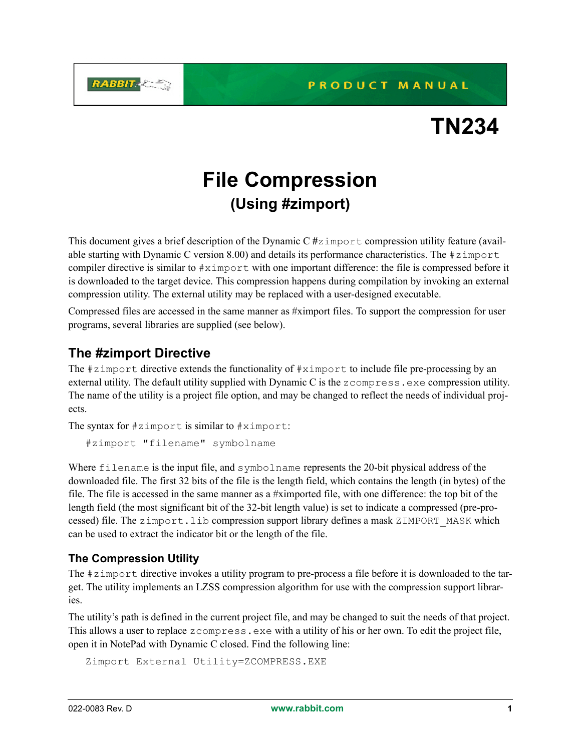PRODUCT MANUAL

# TN234

# File Compression
## (Using #zimport)

This document gives a brief description of the Dynamic C #`zimport` compression utility feature (available starting with Dynamic C version 8.00) and details its performance characteristics. The `#zimport` compiler directive is similar to `#ximport` with one important difference: the file is compressed before it is downloaded to the target device. This compression happens during compilation by invoking an external compression utility. The external utility may be replaced with a user-designed executable.

Compressed files are accessed in the same manner as #ximport files. To support the compression for user programs, several libraries are supplied (see below).

## The #zimport Directive

The `#zimport` directive extends the functionality of `#ximport` to include file pre-processing by an external utility. The default utility supplied with Dynamic C is the `zcompress.exe` compression utility. The name of the utility is a project file option, and may be changed to reflect the needs of individual projects.

The syntax for `#zimport` is similar to `#ximport`:

```
#zimport "filename" symbolname
```

Where `filename` is the input file, and `symbolname` represents the 20-bit physical address of the downloaded file. The first 32 bits of the file is the length field, which contains the length (in bytes) of the file. The file is accessed in the same manner as a #ximported file, with one difference: the top bit of the length field (the most significant bit of the 32-bit length value) is set to indicate a compressed (pre-processed) file. The `zimport.lib` compression support library defines a mask `ZIMPORT_MASK` which can be used to extract the indicator bit or the length of the file.

### The Compression Utility

The `#zimport` directive invokes a utility program to pre-process a file before it is downloaded to the target. The utility implements an LZSS compression algorithm for use with the compression support libraries.

The utility's path is defined in the current project file, and may be changed to suit the needs of that project. This allows a user to replace `zcompress.exe` with a utility of his or her own. To edit the project file, open it in NotePad with Dynamic C closed. Find the following line:

```
Zimport External Utility=ZCOMPRESS.EXE
```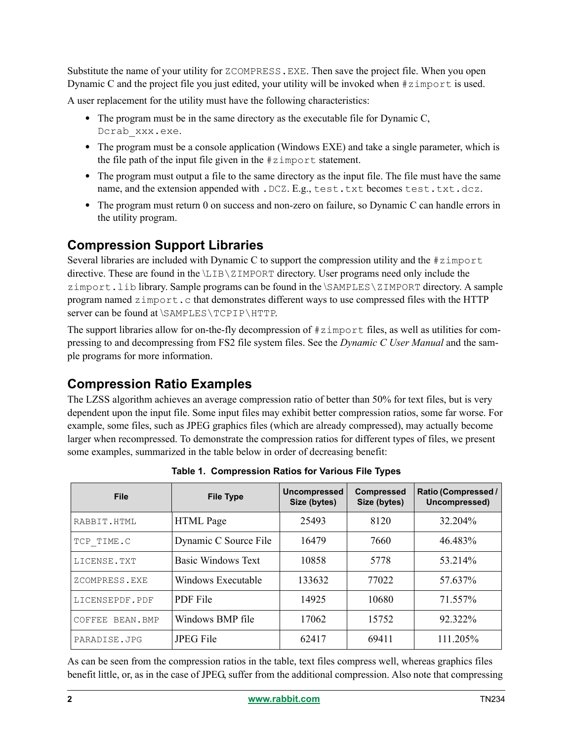Substitute the name of your utility for `ZCOMPRESS.EXE`. Then save the project file. When you open Dynamic C and the project file you just edited, your utility will be invoked when `#zimport` is used.

A user replacement for the utility must have the following characteristics:

- The program must be in the same directory as the executable file for Dynamic C, `Dcrab_xxx.exe`.
- The program must be a console application (Windows EXE) and take a single parameter, which is the file path of the input file given in the `#zimport` statement.
- The program must output a file to the same directory as the input file. The file must have the same name, and the extension appended with `.DCZ`. E.g., `test.txt` becomes `test.txt.dcz`.
- The program must return 0 on success and non-zero on failure, so Dynamic C can handle errors in the utility program.

## Compression Support Libraries

Several libraries are included with Dynamic C to support the compression utility and the `#zimport` directive. These are found in the `\LIB\ZIMPORT` directory. User programs need only include the `zimport.lib` library. Sample programs can be found in the `\SAMPLES\ZIMPORT` directory. A sample program named `zimport.c` that demonstrates different ways to use compressed files with the HTTP server can be found at `\SAMPLES\TCPIP\HTTP`.

The support libraries allow for on-the-fly decompression of `#zimport` files, as well as utilities for compressing to and decompressing from FS2 file system files. See the *Dynamic C User Manual* and the sample programs for more information.

## Compression Ratio Examples

The LZSS algorithm achieves an average compression ratio of better than 50% for text files, but is very dependent upon the input file. Some input files may exhibit better compression ratios, some far worse. For example, some files, such as JPEG graphics files (which are already compressed), may actually become larger when recompressed. To demonstrate the compression ratios for different types of files, we present some examples, summarized in the table below in order of decreasing benefit:

**Table 1. Compression Ratios for Various File Types**

| File | File Type | Uncompressed Size (bytes) | Compressed Size (bytes) | Ratio (Compressed / Uncompressed) |
|---|---|---|---|---|
| `RABBIT.HTML` | HTML Page | 25493 | 8120 | 32.204% |
| `TCP_TIME.C` | Dynamic C Source File | 16479 | 7660 | 46.483% |
| `LICENSE.TXT` | Basic Windows Text | 10858 | 5778 | 53.214% |
| `ZCOMPRESS.EXE` | Windows Executable | 133632 | 77022 | 57.637% |
| `LICENSEPDF.PDF` | PDF File | 14925 | 10680 | 71.557% |
| `COFFEE BEAN.BMP` | Windows BMP file | 17062 | 15752 | 92.322% |
| `PARADISE.JPG` | JPEG File | 62417 | 69411 | 111.205% |

As can be seen from the compression ratios in the table, text files compress well, whereas graphics files benefit little, or, as in the case of JPEG, suffer from the additional compression. Also note that compressing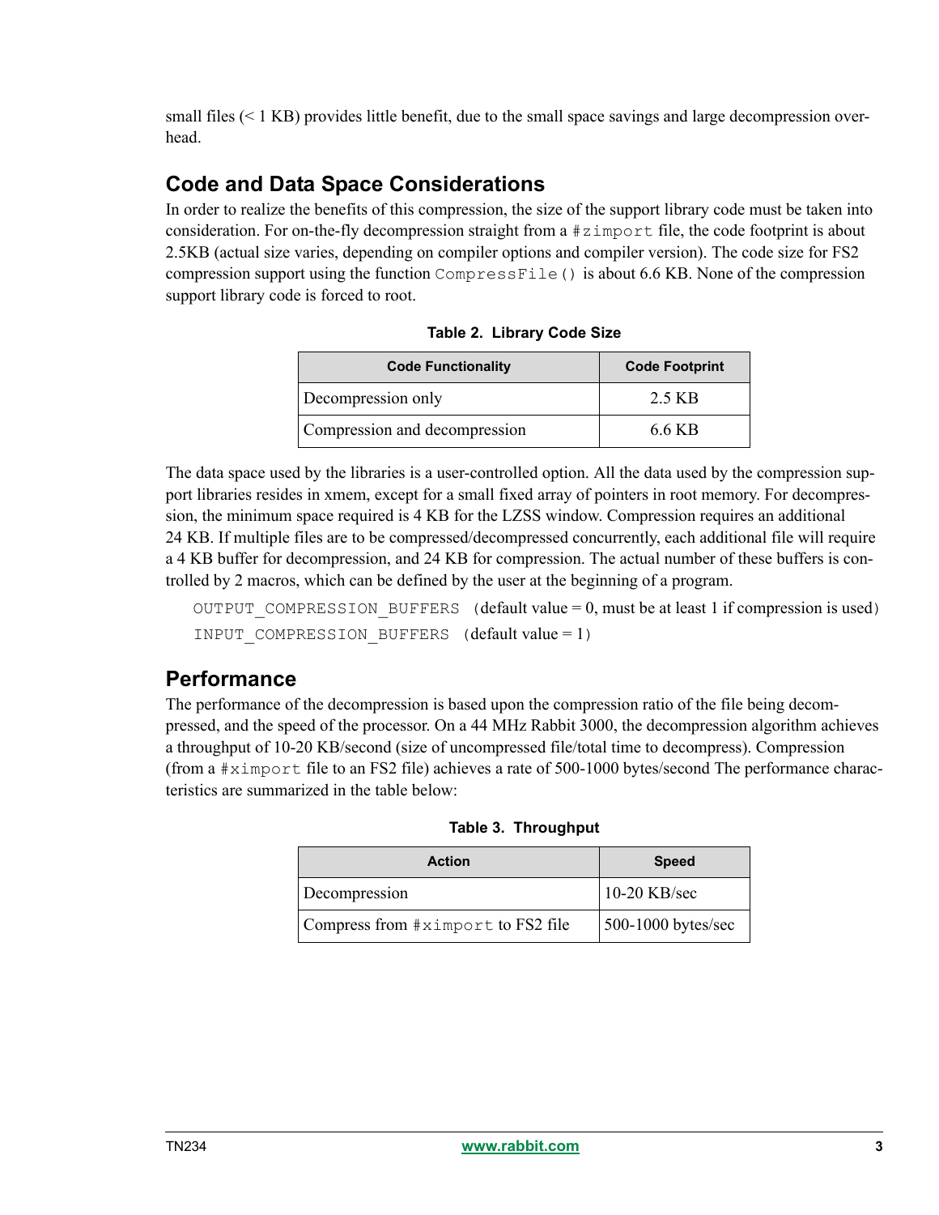small files (< 1 KB) provides little benefit, due to the small space savings and large decompression overhead.

## Code and Data Space Considerations

In order to realize the benefits of this compression, the size of the support library code must be taken into consideration. For on-the-fly decompression straight from a `#zimport` file, the code footprint is about 2.5KB (actual size varies, depending on compiler options and compiler version). The code size for FS2 compression support using the function `CompressFile()` is about 6.6 KB. None of the compression support library code is forced to root.

**Table 2. Library Code Size**

| Code Functionality | Code Footprint |
|---|---|
| Decompression only | 2.5 KB |
| Compression and decompression | 6.6 KB |

The data space used by the libraries is a user-controlled option. All the data used by the compression support libraries resides in xmem, except for a small fixed array of pointers in root memory. For decompression, the minimum space required is 4 KB for the LZSS window. Compression requires an additional 24 KB. If multiple files are to be compressed/decompressed concurrently, each additional file will require a 4 KB buffer for decompression, and 24 KB for compression. The actual number of these buffers is controlled by 2 macros, which can be defined by the user at the beginning of a program.

`OUTPUT_COMPRESSION_BUFFERS` (default value = 0, must be at least 1 if compression is used)
`INPUT_COMPRESSION_BUFFERS` (default value = 1)

## Performance

The performance of the decompression is based upon the compression ratio of the file being decompressed, and the speed of the processor. On a 44 MHz Rabbit 3000, the decompression algorithm achieves a throughput of 10-20 KB/second (size of uncompressed file/total time to decompress). Compression (from a `#ximport` file to an FS2 file) achieves a rate of 500-1000 bytes/second The performance characteristics are summarized in the table below:

**Table 3. Throughput**

| Action | Speed |
|---|---|
| Decompression | 10-20 KB/sec |
| Compress from `#ximport` to FS2 file | 500-1000 bytes/sec |